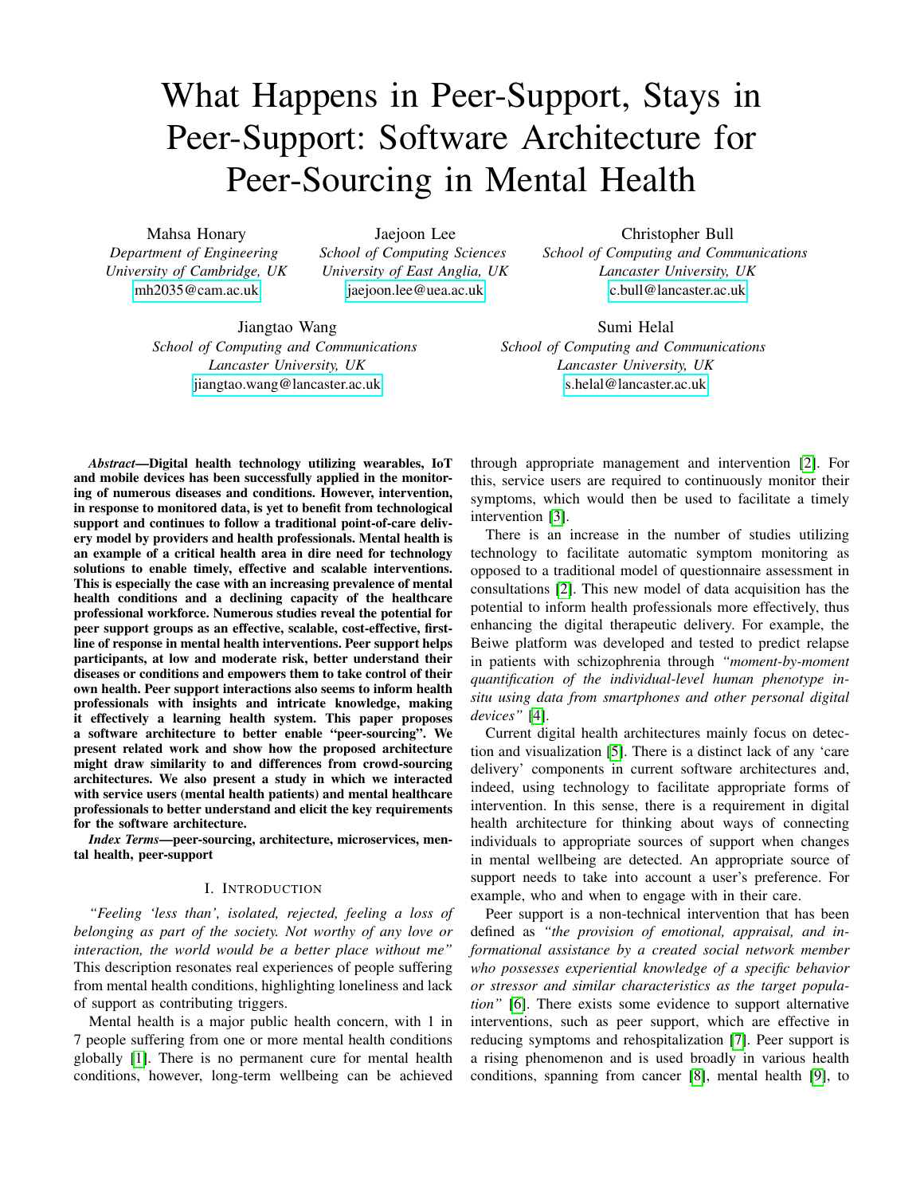# What Happens in Peer-Support, Stays in Peer-Support: Software Architecture for Peer-Sourcing in Mental Health

Mahsa Honary
*Department of Engineering*
*University of Cambridge, UK*
mh2035@cam.ac.uk

Jaejoon Lee
*School of Computing Sciences*
*University of East Anglia, UK*
jaejoon.lee@uea.ac.uk

Christopher Bull
*School of Computing and Communications*
*Lancaster University, UK*
c.bull@lancaster.ac.uk

Jiangtao Wang
*School of Computing and Communications*
*Lancaster University, UK*
jiangtao.wang@lancaster.ac.uk

Sumi Helal
*School of Computing and Communications*
*Lancaster University, UK*
s.helal@lancaster.ac.uk

***Abstract*—Digital health technology utilizing wearables, IoT and mobile devices has been successfully applied in the monitoring of numerous diseases and conditions. However, intervention, in response to monitored data, is yet to benefit from technological support and continues to follow a traditional point-of-care delivery model by providers and health professionals. Mental health is an example of a critical health area in dire need for technology solutions to enable timely, effective and scalable interventions. This is especially the case with an increasing prevalence of mental health conditions and a declining capacity of the healthcare professional workforce. Numerous studies reveal the potential for peer support groups as an effective, scalable, cost-effective, first-line of response in mental health interventions. Peer support helps participants, at low and moderate risk, better understand their diseases or conditions and empowers them to take control of their own health. Peer support interactions also seems to inform health professionals with insights and intricate knowledge, making it effectively a learning health system. This paper proposes a software architecture to better enable "peer-sourcing". We present related work and show how the proposed architecture might draw similarity to and differences from crowd-sourcing architectures. We also present a study in which we interacted with service users (mental health patients) and mental healthcare professionals to better understand and elicit the key requirements for the software architecture.**

***Index Terms*—peer-sourcing, architecture, microservices, mental health, peer-support**

## I. Introduction

*"Feeling 'less than', isolated, rejected, feeling a loss of belonging as part of the society. Not worthy of any love or interaction, the world would be a better place without me"* This description resonates real experiences of people suffering from mental health conditions, highlighting loneliness and lack of support as contributing triggers.

Mental health is a major public health concern, with 1 in 7 people suffering from one or more mental health conditions globally [1]. There is no permanent cure for mental health conditions, however, long-term wellbeing can be achieved through appropriate management and intervention [2]. For this, service users are required to continuously monitor their symptoms, which would then be used to facilitate a timely intervention [3].

There is an increase in the number of studies utilizing technology to facilitate automatic symptom monitoring as opposed to a traditional model of questionnaire assessment in consultations [2]. This new model of data acquisition has the potential to inform health professionals more effectively, thus enhancing the digital therapeutic delivery. For example, the Beiwe platform was developed and tested to predict relapse in patients with schizophrenia through *"moment-by-moment quantification of the individual-level human phenotype in-situ using data from smartphones and other personal digital devices"* [4].

Current digital health architectures mainly focus on detection and visualization [5]. There is a distinct lack of any 'care delivery' components in current software architectures and, indeed, using technology to facilitate appropriate forms of intervention. In this sense, there is a requirement in digital health architecture for thinking about ways of connecting individuals to appropriate sources of support when changes in mental wellbeing are detected. An appropriate source of support needs to take into account a user's preference. For example, who and when to engage with in their care.

Peer support is a non-technical intervention that has been defined as *"the provision of emotional, appraisal, and informational assistance by a created social network member who possesses experiential knowledge of a specific behavior or stressor and similar characteristics as the target population"* [6]. There exists some evidence to support alternative interventions, such as peer support, which are effective in reducing symptoms and rehospitalization [7]. Peer support is a rising phenomenon and is used broadly in various health conditions, spanning from cancer [8], mental health [9], to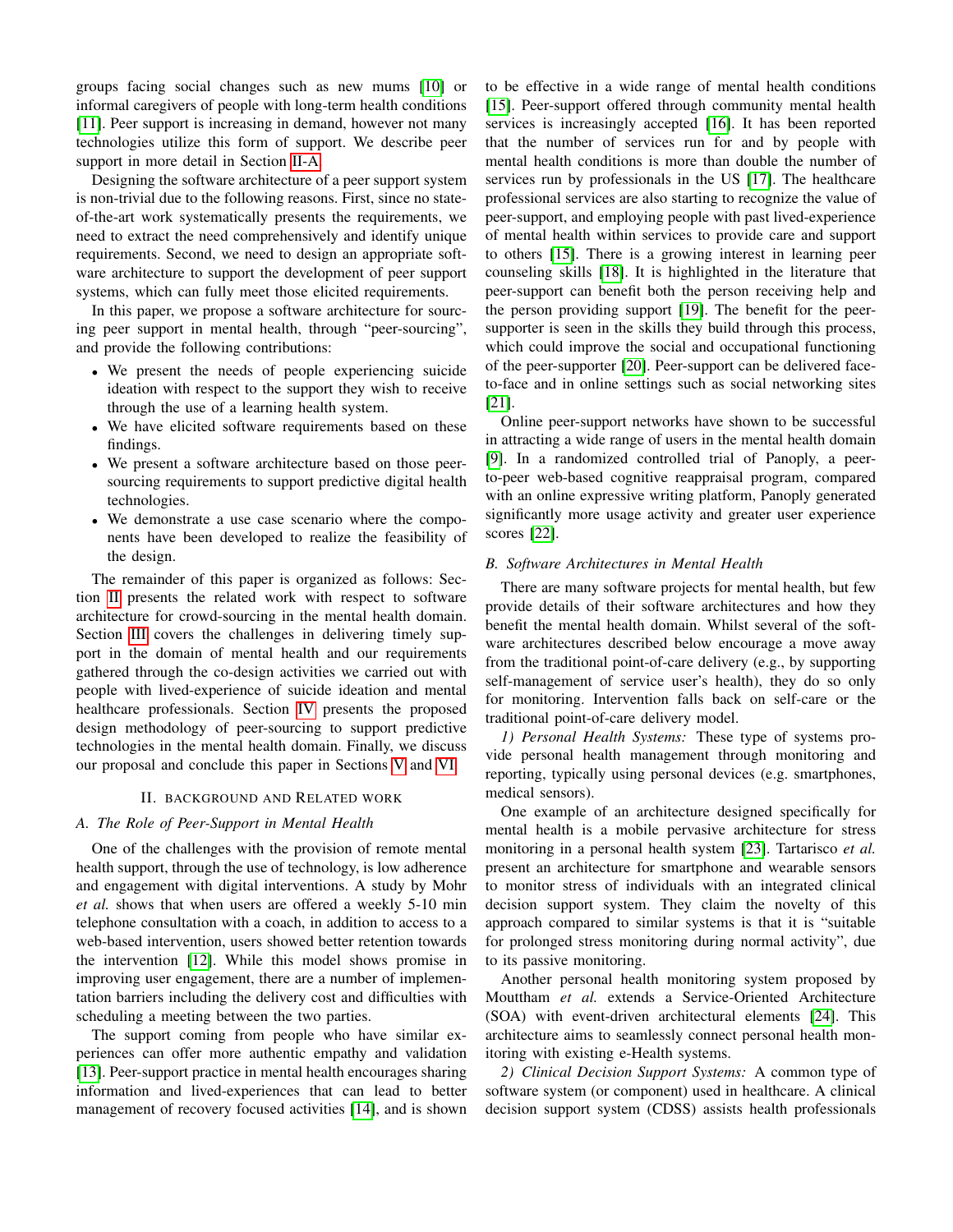groups facing social changes such as new mums [10] or informal caregivers of people with long-term health conditions [11]. Peer support is increasing in demand, however not many technologies utilize this form of support. We describe peer support in more detail in Section II-A.

Designing the software architecture of a peer support system is non-trivial due to the following reasons. First, since no state-of-the-art work systematically presents the requirements, we need to extract the need comprehensively and identify unique requirements. Second, we need to design an appropriate software architecture to support the development of peer support systems, which can fully meet those elicited requirements.

In this paper, we propose a software architecture for sourcing peer support in mental health, through "peer-sourcing", and provide the following contributions:

- We present the needs of people experiencing suicide ideation with respect to the support they wish to receive through the use of a learning health system.
- We have elicited software requirements based on these findings.
- We present a software architecture based on those peer-sourcing requirements to support predictive digital health technologies.
- We demonstrate a use case scenario where the components have been developed to realize the feasibility of the design.

The remainder of this paper is organized as follows: Section II presents the related work with respect to software architecture for crowd-sourcing in the mental health domain. Section III covers the challenges in delivering timely support in the domain of mental health and our requirements gathered through the co-design activities we carried out with people with lived-experience of suicide ideation and mental healthcare professionals. Section IV presents the proposed design methodology of peer-sourcing to support predictive technologies in the mental health domain. Finally, we discuss our proposal and conclude this paper in Sections V and VI.

## II. Background and Related Work

### A. The Role of Peer-Support in Mental Health

One of the challenges with the provision of remote mental health support, through the use of technology, is low adherence and engagement with digital interventions. A study by Mohr *et al.* shows that when users are offered a weekly 5-10 min telephone consultation with a coach, in addition to access to a web-based intervention, users showed better retention towards the intervention [12]. While this model shows promise in improving user engagement, there are a number of implementation barriers including the delivery cost and difficulties with scheduling a meeting between the two parties.

The support coming from people who have similar experiences can offer more authentic empathy and validation [13]. Peer-support practice in mental health encourages sharing information and lived-experiences that can lead to better management of recovery focused activities [14], and is shown to be effective in a wide range of mental health conditions [15]. Peer-support offered through community mental health services is increasingly accepted [16]. It has been reported that the number of services run for and by people with mental health conditions is more than double the number of services run by professionals in the US [17]. The healthcare professional services are also starting to recognize the value of peer-support, and employing people with past lived-experience of mental health within services to provide care and support to others [15]. There is a growing interest in learning peer counseling skills [18]. It is highlighted in the literature that peer-support can benefit both the person receiving help and the person providing support [19]. The benefit for the peer-supporter is seen in the skills they build through this process, which could improve the social and occupational functioning of the peer-supporter [20]. Peer-support can be delivered face-to-face and in online settings such as social networking sites [21].

Online peer-support networks have shown to be successful in attracting a wide range of users in the mental health domain [9]. In a randomized controlled trial of Panoply, a peer-to-peer web-based cognitive reappraisal program, compared with an online expressive writing platform, Panoply generated significantly more usage activity and greater user experience scores [22].

### B. Software Architectures in Mental Health

There are many software projects for mental health, but few provide details of their software architectures and how they benefit the mental health domain. Whilst several of the software architectures described below encourage a move away from the traditional point-of-care delivery (e.g., by supporting self-management of service user's health), they do so only for monitoring. Intervention falls back on self-care or the traditional point-of-care delivery model.

*1) Personal Health Systems:* These type of systems provide personal health management through monitoring and reporting, typically using personal devices (e.g. smartphones, medical sensors).

One example of an architecture designed specifically for mental health is a mobile pervasive architecture for stress monitoring in a personal health system [23]. Tartarisco *et al.* present an architecture for smartphone and wearable sensors to monitor stress of individuals with an integrated clinical decision support system. They claim the novelty of this approach compared to similar systems is that it is "suitable for prolonged stress monitoring during normal activity", due to its passive monitoring.

Another personal health monitoring system proposed by Mouttham *et al.* extends a Service-Oriented Architecture (SOA) with event-driven architectural elements [24]. This architecture aims to seamlessly connect personal health monitoring with existing e-Health systems.

*2) Clinical Decision Support Systems:* A common type of software system (or component) used in healthcare. A clinical decision support system (CDSS) assists health professionals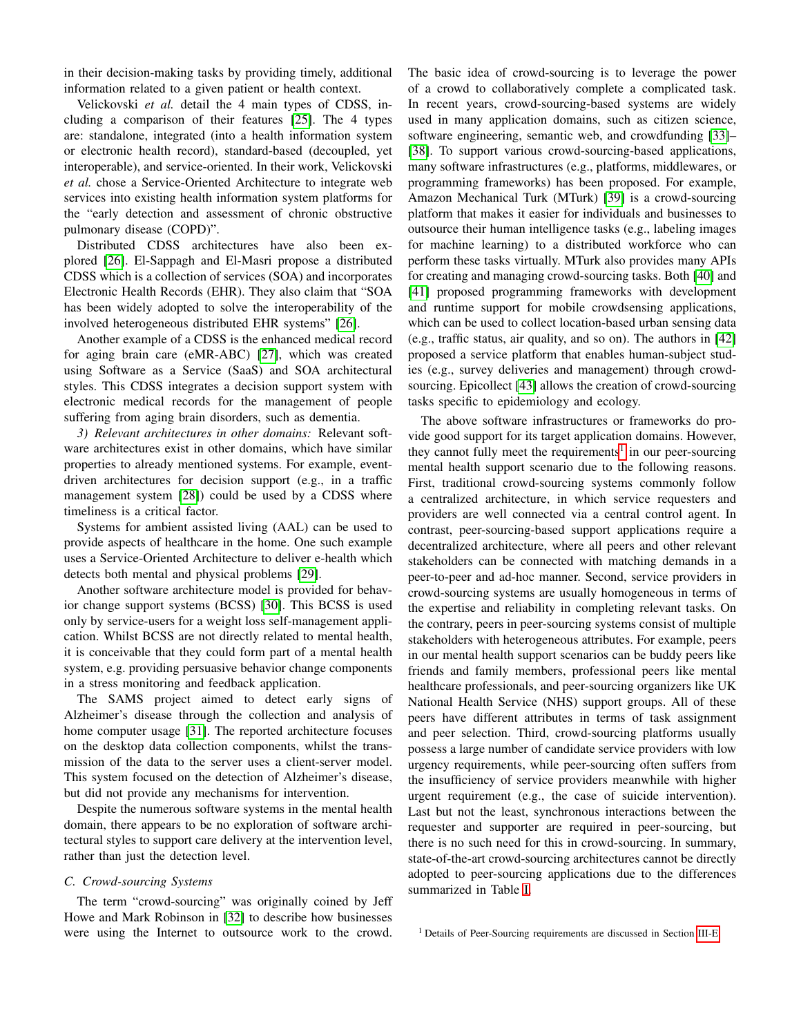in their decision-making tasks by providing timely, additional information related to a given patient or health context.

Velickovski *et al.* detail the 4 main types of CDSS, including a comparison of their features [25]. The 4 types are: standalone, integrated (into a health information system or electronic health record), standard-based (decoupled, yet interoperable), and service-oriented. In their work, Velickovski *et al.* chose a Service-Oriented Architecture to integrate web services into existing health information system platforms for the "early detection and assessment of chronic obstructive pulmonary disease (COPD)".

Distributed CDSS architectures have also been explored [26]. El-Sappagh and El-Masri propose a distributed CDSS which is a collection of services (SOA) and incorporates Electronic Health Records (EHR). They also claim that "SOA has been widely adopted to solve the interoperability of the involved heterogeneous distributed EHR systems" [26].

Another example of a CDSS is the enhanced medical record for aging brain care (eMR-ABC) [27], which was created using Software as a Service (SaaS) and SOA architectural styles. This CDSS integrates a decision support system with electronic medical records for the management of people suffering from aging brain disorders, such as dementia.

*3) Relevant architectures in other domains:* Relevant software architectures exist in other domains, which have similar properties to already mentioned systems. For example, event-driven architectures for decision support (e.g., in a traffic management system [28]) could be used by a CDSS where timeliness is a critical factor.

Systems for ambient assisted living (AAL) can be used to provide aspects of healthcare in the home. One such example uses a Service-Oriented Architecture to deliver e-health which detects both mental and physical problems [29].

Another software architecture model is provided for behavior change support systems (BCSS) [30]. This BCSS is used only by service-users for a weight loss self-management application. Whilst BCSS are not directly related to mental health, it is conceivable that they could form part of a mental health system, e.g. providing persuasive behavior change components in a stress monitoring and feedback application.

The SAMS project aimed to detect early signs of Alzheimer's disease through the collection and analysis of home computer usage [31]. The reported architecture focuses on the desktop data collection components, whilst the transmission of the data to the server uses a client-server model. This system focused on the detection of Alzheimer's disease, but did not provide any mechanisms for intervention.

Despite the numerous software systems in the mental health domain, there appears to be no exploration of software architectural styles to support care delivery at the intervention level, rather than just the detection level.

### C. Crowd-sourcing Systems

The term "crowd-sourcing" was originally coined by Jeff Howe and Mark Robinson in [32] to describe how businesses were using the Internet to outsource work to the crowd. The basic idea of crowd-sourcing is to leverage the power of a crowd to collaboratively complete a complicated task. In recent years, crowd-sourcing-based systems are widely used in many application domains, such as citizen science, software engineering, semantic web, and crowdfunding [33]–[38]. To support various crowd-sourcing-based applications, many software infrastructures (e.g., platforms, middlewares, or programming frameworks) has been proposed. For example, Amazon Mechanical Turk (MTurk) [39] is a crowd-sourcing platform that makes it easier for individuals and businesses to outsource their human intelligence tasks (e.g., labeling images for machine learning) to a distributed workforce who can perform these tasks virtually. MTurk also provides many APIs for creating and managing crowd-sourcing tasks. Both [40] and [41] proposed programming frameworks with development and runtime support for mobile crowdsensing applications, which can be used to collect location-based urban sensing data (e.g., traffic status, air quality, and so on). The authors in [42] proposed a service platform that enables human-subject studies (e.g., survey deliveries and management) through crowd-sourcing. Epicollect [43] allows the creation of crowd-sourcing tasks specific to epidemiology and ecology.

The above software infrastructures or frameworks do provide good support for its target application domains. However, they cannot fully meet the requirements[1] in our peer-sourcing mental health support scenario due to the following reasons. First, traditional crowd-sourcing systems commonly follow a centralized architecture, in which service requesters and providers are well connected via a central control agent. In contrast, peer-sourcing-based support applications require a decentralized architecture, where all peers and other relevant stakeholders can be connected with matching demands in a peer-to-peer and ad-hoc manner. Second, service providers in crowd-sourcing systems are usually homogeneous in terms of the expertise and reliability in completing relevant tasks. On the contrary, peers in peer-sourcing systems consist of multiple stakeholders with heterogeneous attributes. For example, peers in our mental health support scenarios can be buddy peers like friends and family members, professional peers like mental healthcare professionals, and peer-sourcing organizers like UK National Health Service (NHS) support groups. All of these peers have different attributes in terms of task assignment and peer selection. Third, crowd-sourcing platforms usually possess a large number of candidate service providers with low urgency requirements, while peer-sourcing often suffers from the insufficiency of service providers meanwhile with higher urgent requirement (e.g., the case of suicide intervention). Last but not the least, synchronous interactions between the requester and supporter are required in peer-sourcing, but there is no such need for this in crowd-sourcing. In summary, state-of-the-art crowd-sourcing architectures cannot be directly adopted to peer-sourcing applications due to the differences summarized in Table I.

[1] Details of Peer-Sourcing requirements are discussed in Section III-E.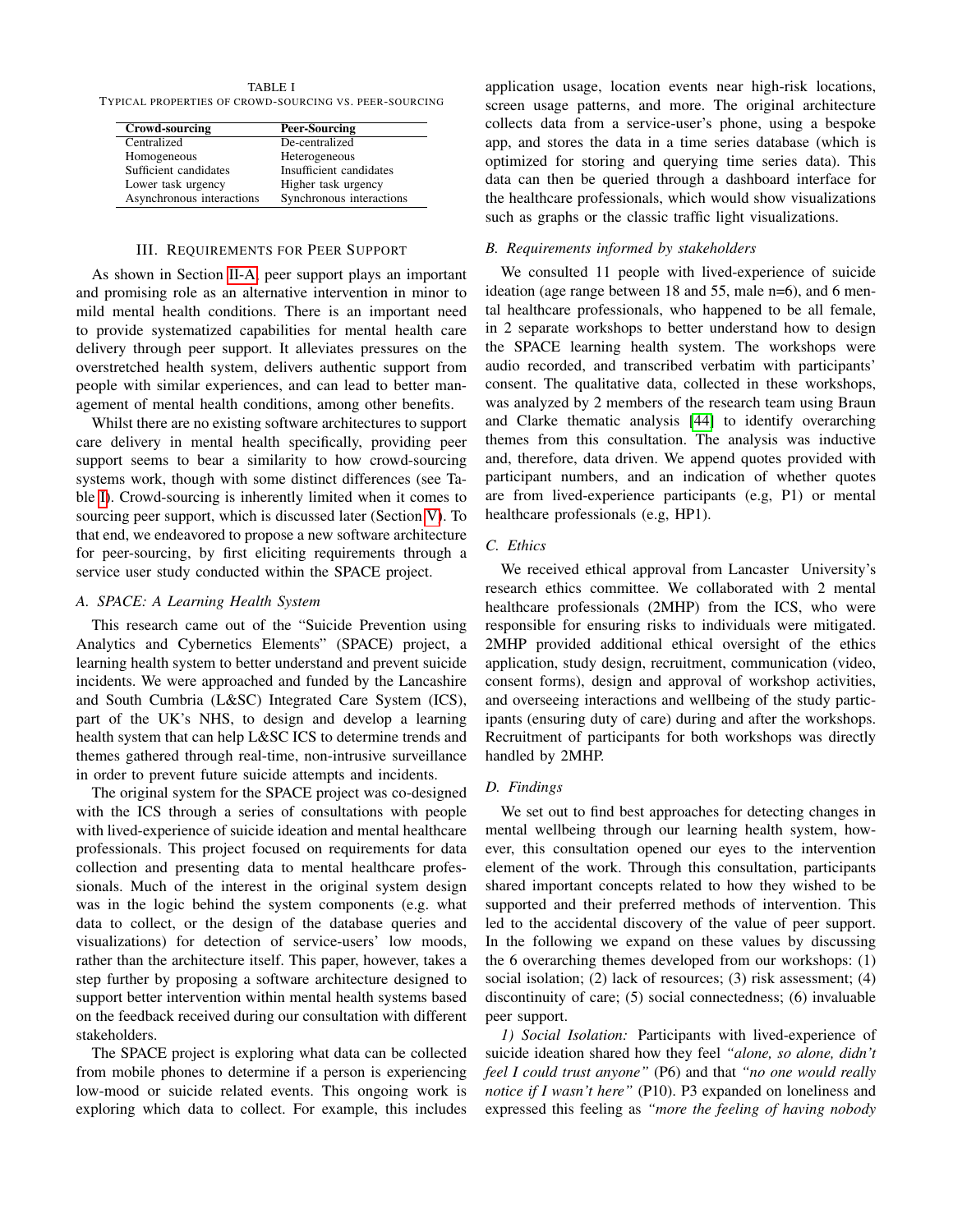TABLE I
TYPICAL PROPERTIES OF CROWD-SOURCING VS. PEER-SOURCING

| Crowd-sourcing | Peer-Sourcing |
| --- | --- |
| Centralized | De-centralized |
| Homogeneous | Heterogeneous |
| Sufficient candidates | Insufficient candidates |
| Lower task urgency | Higher task urgency |
| Asynchronous interactions | Synchronous interactions |

## III. Requirements for Peer Support

As shown in Section II-A, peer support plays an important and promising role as an alternative intervention in minor to mild mental health conditions. There is an important need to provide systematized capabilities for mental health care delivery through peer support. It alleviates pressures on the overstretched health system, delivers authentic support from people with similar experiences, and can lead to better management of mental health conditions, among other benefits.

Whilst there are no existing software architectures to support care delivery in mental health specifically, providing peer support seems to bear a similarity to how crowd-sourcing systems work, though with some distinct differences (see Table I). Crowd-sourcing is inherently limited when it comes to sourcing peer support, which is discussed later (Section V). To that end, we endeavored to propose a new software architecture for peer-sourcing, by first eliciting requirements through a service user study conducted within the SPACE project.

### A. SPACE: A Learning Health System

This research came out of the "Suicide Prevention using Analytics and Cybernetics Elements" (SPACE) project, a learning health system to better understand and prevent suicide incidents. We were approached and funded by the Lancashire and South Cumbria (L&SC) Integrated Care System (ICS), part of the UK's NHS, to design and develop a learning health system that can help L&SC ICS to determine trends and themes gathered through real-time, non-intrusive surveillance in order to prevent future suicide attempts and incidents.

The original system for the SPACE project was co-designed with the ICS through a series of consultations with people with lived-experience of suicide ideation and mental healthcare professionals. This project focused on requirements for data collection and presenting data to mental healthcare professionals. Much of the interest in the original system design was in the logic behind the system components (e.g. what data to collect, or the design of the database queries and visualizations) for detection of service-users' low moods, rather than the architecture itself. This paper, however, takes a step further by proposing a software architecture designed to support better intervention within mental health systems based on the feedback received during our consultation with different stakeholders.

The SPACE project is exploring what data can be collected from mobile phones to determine if a person is experiencing low-mood or suicide related events. This ongoing work is exploring which data to collect. For example, this includes application usage, location events near high-risk locations, screen usage patterns, and more. The original architecture collects data from a service-user's phone, using a bespoke app, and stores the data in a time series database (which is optimized for storing and querying time series data). This data can then be queried through a dashboard interface for the healthcare professionals, which would show visualizations such as graphs or the classic traffic light visualizations.

### B. Requirements informed by stakeholders

We consulted 11 people with lived-experience of suicide ideation (age range between 18 and 55, male n=6), and 6 mental healthcare professionals, who happened to be all female, in 2 separate workshops to better understand how to design the SPACE learning health system. The workshops were audio recorded, and transcribed verbatim with participants' consent. The qualitative data, collected in these workshops, was analyzed by 2 members of the research team using Braun and Clarke thematic analysis [44] to identify overarching themes from this consultation. The analysis was inductive and, therefore, data driven. We append quotes provided with participant numbers, and an indication of whether quotes are from lived-experience participants (e.g, P1) or mental healthcare professionals (e.g, HP1).

### C. Ethics

We received ethical approval from Lancaster University's research ethics committee. We collaborated with 2 mental healthcare professionals (2MHP) from the ICS, who were responsible for ensuring risks to individuals were mitigated. 2MHP provided additional ethical oversight of the ethics application, study design, recruitment, communication (video, consent forms), design and approval of workshop activities, and overseeing interactions and wellbeing of the study participants (ensuring duty of care) during and after the workshops. Recruitment of participants for both workshops was directly handled by 2MHP.

### D. Findings

We set out to find best approaches for detecting changes in mental wellbeing through our learning health system, however, this consultation opened our eyes to the intervention element of the work. Through this consultation, participants shared important concepts related to how they wished to be supported and their preferred methods of intervention. This led to the accidental discovery of the value of peer support. In the following we expand on these values by discussing the 6 overarching themes developed from our workshops: (1) social isolation; (2) lack of resources; (3) risk assessment; (4) discontinuity of care; (5) social connectedness; (6) invaluable peer support.

*1) Social Isolation:* Participants with lived-experience of suicide ideation shared how they feel *"alone, so alone, didn't feel I could trust anyone"* (P6) and that *"no one would really notice if I wasn't here"* (P10). P3 expanded on loneliness and expressed this feeling as *"more the feeling of having nobody*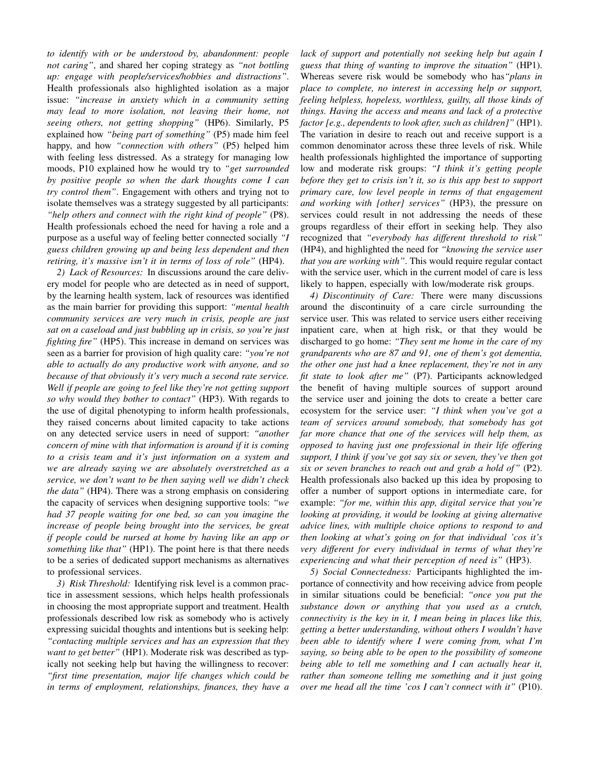*to identify with or be understood by, abandonment: people not caring"*, and shared her coping strategy as *"not bottling up: engage with people/services/hobbies and distractions"*. Health professionals also highlighted isolation as a major issue: *"increase in anxiety which in a community setting may lead to more isolation, not leaving their home, not seeing others, not getting shopping"* (HP6). Similarly, P5 explained how *"being part of something"* (P5) made him feel happy, and how *"connection with others"* (P5) helped him with feeling less distressed. As a strategy for managing low moods, P10 explained how he would try to *"get surrounded by positive people so when the dark thoughts come I can try control them"*. Engagement with others and trying not to isolate themselves was a strategy suggested by all participants: *"help others and connect with the right kind of people"* (P8). Health professionals echoed the need for having a role and a purpose as a useful way of feeling better connected socially *"I guess children growing up and being less dependent and then retiring, it's massive isn't it in terms of loss of role"* (HP4).

*2) Lack of Resources:* In discussions around the care delivery model for people who are detected as in need of support, by the learning health system, lack of resources was identified as the main barrier for providing this support: *"mental health community services are very much in crisis, people are just sat on a caseload and just bubbling up in crisis, so you're just fighting fire"* (HP5). This increase in demand on services was seen as a barrier for provision of high quality care: *"you're not able to actually do any productive work with anyone, and so because of that obviously it's very much a second rate service. Well if people are going to feel like they're not getting support so why would they bother to contact"* (HP3). With regards to the use of digital phenotyping to inform health professionals, they raised concerns about limited capacity to take actions on any detected service users in need of support: *"another concern of mine with that information is around if it is coming to a crisis team and it's just information on a system and we are already saying we are absolutely overstretched as a service, we don't want to be then saying well we didn't check the data"* (HP4). There was a strong emphasis on considering the capacity of services when designing supportive tools: *"we had 37 people waiting for one bed, so can you imagine the increase of people being brought into the services, be great if people could be nursed at home by having like an app or something like that"* (HP1). The point here is that there needs to be a series of dedicated support mechanisms as alternatives to professional services.

*3) Risk Threshold:* Identifying risk level is a common practice in assessment sessions, which helps health professionals in choosing the most appropriate support and treatment. Health professionals described low risk as somebody who is actively expressing suicidal thoughts and intentions but is seeking help: *"contacting multiple services and has an expression that they want to get better"* (HP1). Moderate risk was described as typically not seeking help but having the willingness to recover: *"first time presentation, major life changes which could be in terms of employment, relationships, finances, they have a lack of support and potentially not seeking help but again I guess that thing of wanting to improve the situation"* (HP1). Whereas severe risk would be somebody who has *"plans in place to complete, no interest in accessing help or support, feeling helpless, hopeless, worthless, guilty, all those kinds of things. Having the access and means and lack of a protective factor [e.g., dependents to look after, such as children]"* (HP1). The variation in desire to reach out and receive support is a common denominator across these three levels of risk. While health professionals highlighted the importance of supporting low and moderate risk groups: *"I think it's getting people before they get to crisis isn't it, so is this app best to support primary care, low level people in terms of that engagement and working with [other] services"* (HP3), the pressure on services could result in not addressing the needs of these groups regardless of their effort in seeking help. They also recognized that *"everybody has different threshold to risk"* (HP4), and highlighted the need for *"knowing the service user that you are working with"*. This would require regular contact with the service user, which in the current model of care is less likely to happen, especially with low/moderate risk groups.

*4) Discontinuity of Care:* There were many discussions around the discontinuity of a care circle surrounding the service user. This was related to service users either receiving inpatient care, when at high risk, or that they would be discharged to go home: *"They sent me home in the care of my grandparents who are 87 and 91, one of them's got dementia, the other one just had a knee replacement, they're not in any fit state to look after me"* (P7). Participants acknowledged the benefit of having multiple sources of support around the service user and joining the dots to create a better care ecosystem for the service user: *"I think when you've got a team of services around somebody, that somebody has got far more chance that one of the services will help them, as opposed to having just one professional in their life offering support, I think if you've got say six or seven, they've then got six or seven branches to reach out and grab a hold of"* (P2). Health professionals also backed up this idea by proposing to offer a number of support options in intermediate care, for example: *"for me, within this app, digital service that you're looking at providing, it would be looking at giving alternative advice lines, with multiple choice options to respond to and then looking at what's going on for that individual 'cos it's very different for every individual in terms of what they're experiencing and what their perception of need is"* (HP3).

*5) Social Connectedness:* Participants highlighted the importance of connectivity and how receiving advice from people in similar situations could be beneficial: *"once you put the substance down or anything that you used as a crutch, connectivity is the key in it, I mean being in places like this, getting a better understanding, without others I wouldn't have been able to identify where I were coming from, what I'm saying, so being able to be open to the possibility of someone being able to tell me something and I can actually hear it, rather than someone telling me something and it just going over me head all the time 'cos I can't connect with it"* (P10).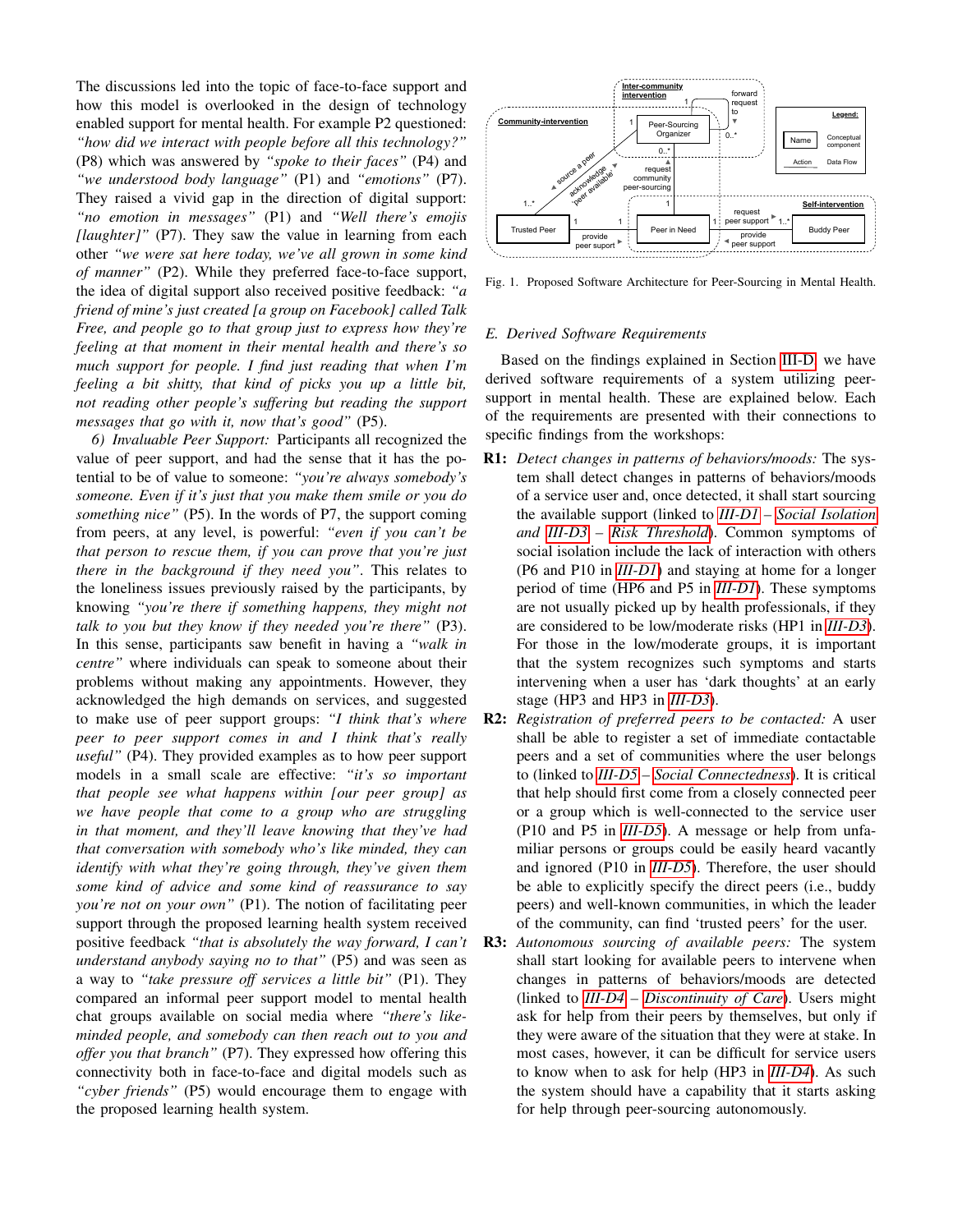The discussions led into the topic of face-to-face support and how this model is overlooked in the design of technology enabled support for mental health. For example P2 questioned: *"how did we interact with people before all this technology?"* (P8) which was answered by *"spoke to their faces"* (P4) and *"we understood body language"* (P1) and *"emotions"* (P7). They raised a vivid gap in the direction of digital support: *"no emotion in messages"* (P1) and *"Well there's emojis [laughter]"* (P7). They saw the value in learning from each other *"we were sat here today, we've all grown in some kind of manner"* (P2). While they preferred face-to-face support, the idea of digital support also received positive feedback: *"a friend of mine's just created [a group on Facebook] called Talk Free, and people go to that group just to express how they're feeling at that moment in their mental health and there's so much support for people. I find just reading that when I'm feeling a bit shitty, that kind of picks you up a little bit, not reading other people's suffering but reading the support messages that go with it, now that's good"* (P5).

*6) Invaluable Peer Support:* Participants all recognized the value of peer support, and had the sense that it has the potential to be of value to someone: *"you're always somebody's someone. Even if it's just that you make them smile or you do something nice"* (P5). In the words of P7, the support coming from peers, at any level, is powerful: *"even if you can't be that person to rescue them, if you can prove that you're just there in the background if they need you"*. This relates to the loneliness issues previously raised by the participants, by knowing *"you're there if something happens, they might not talk to you but they know if they needed you're there"* (P3). In this sense, participants saw benefit in having a *"walk in centre"* where individuals can speak to someone about their problems without making any appointments. However, they acknowledged the high demands on services, and suggested to make use of peer support groups: *"I think that's where peer to peer support comes in and I think that's really useful"* (P4). They provided examples as to how peer support models in a small scale are effective: *"it's so important that people see what happens within [our peer group] as we have people that come to a group who are struggling in that moment, and they'll leave knowing that they've had that conversation with somebody who's like minded, they can identify with what they're going through, they've given them some kind of advice and some kind of reassurance to say you're not on your own"* (P1). The notion of facilitating peer support through the proposed learning health system received positive feedback *"that is absolutely the way forward, I can't understand anybody saying no to that"* (P5) and was seen as a way to *"take pressure off services a little bit"* (P1). They compared an informal peer support model to mental health chat groups available on social media where *"there's like-minded people, and somebody can then reach out to you and offer you that branch"* (P7). They expressed how offering this connectivity both in face-to-face and digital models such as *"cyber friends"* (P5) would encourage them to engage with the proposed learning health system.

Fig. 1. Proposed Software Architecture for Peer-Sourcing in Mental Health.

### *E. Derived Software Requirements*

Based on the findings explained in Section III-D, we have derived software requirements of a system utilizing peer-support in mental health. These are explained below. Each of the requirements are presented with their connections to specific findings from the workshops:

- **R1:** *Detect changes in patterns of behaviors/moods:* The system shall detect changes in patterns of behaviors/moods of a service user and, once detected, it shall start sourcing the available support (linked to *III-D1* – *Social Isolation* and *III-D3* – *Risk Threshold*). Common symptoms of social isolation include the lack of interaction with others (P6 and P10 in *III-D1*) and staying at home for a longer period of time (HP6 and P5 in *III-D1*). These symptoms are not usually picked up by health professionals, if they are considered to be low/moderate risks (HP1 in *III-D3*). For those in the low/moderate groups, it is important that the system recognizes such symptoms and starts intervening when a user has 'dark thoughts' at an early stage (HP3 and HP3 in *III-D3*).
- **R2:** *Registration of preferred peers to be contacted:* A user shall be able to register a set of immediate contactable peers and a set of communities where the user belongs to (linked to *III-D5* – *Social Connectedness*). It is critical that help should first come from a closely connected peer or a group which is well-connected to the service user (P10 and P5 in *III-D5*). A message or help from unfamiliar persons or groups could be easily heard vacantly and ignored (P10 in *III-D5*). Therefore, the user should be able to explicitly specify the direct peers (i.e., buddy peers) and well-known communities, in which the leader of the community, can find 'trusted peers' for the user.
- **R3:** *Autonomous sourcing of available peers:* The system shall start looking for available peers to intervene when changes in patterns of behaviors/moods are detected (linked to *III-D4* – *Discontinuity of Care*). Users might ask for help from their peers by themselves, but only if they were aware of the situation that they were at stake. In most cases, however, it can be difficult for service users to know when to ask for help (HP3 in *III-D4*). As such the system should have a capability that it starts asking for help through peer-sourcing autonomously.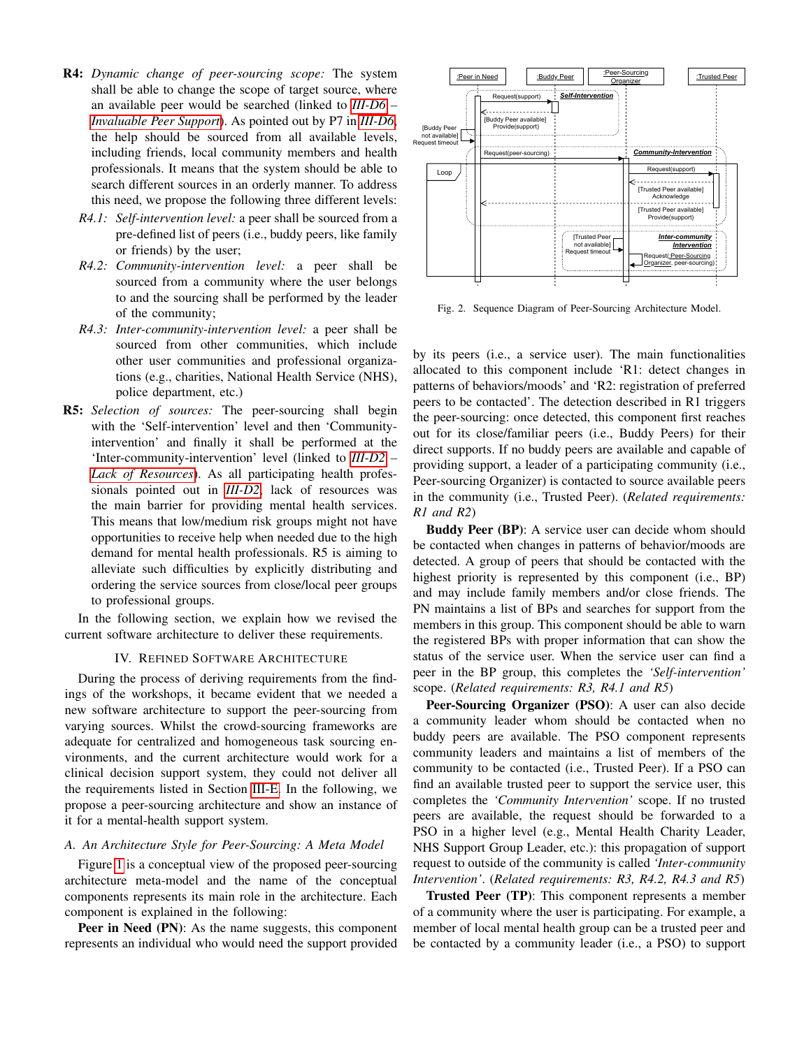**R4:** *Dynamic change of peer-sourcing scope:* The system shall be able to change the scope of target source, where an available peer would be searched (linked to *III-D6* – *Invaluable Peer Support*). As pointed out by P7 in *III-D6*, the help should be sourced from all available levels, including friends, local community members and health professionals. It means that the system should be able to search different sources in an orderly manner. To address this need, we propose the following three different levels:

- *R4.1: Self-intervention level:* a peer shall be sourced from a pre-defined list of peers (i.e., buddy peers, like family or friends) by the user;
- *R4.2: Community-intervention level:* a peer shall be sourced from a community where the user belongs to and the sourcing shall be performed by the leader of the community;
- *R4.3: Inter-community-intervention level:* a peer shall be sourced from other communities, which include other user communities and professional organizations (e.g., charities, National Health Service (NHS), police department, etc.)

**R5:** *Selection of sources:* The peer-sourcing shall begin with the 'Self-intervention' level and then 'Community-intervention' and finally it shall be performed at the 'Inter-community-intervention' level (linked to *III-D2* – *Lack of Resources*). As all participating health professionals pointed out in *III-D2*, lack of resources was the main barrier for providing mental health services. This means that low/medium risk groups might not have opportunities to receive help when needed due to the high demand for mental health professionals. R5 is aiming to alleviate such difficulties by explicitly distributing and ordering the service sources from close/local peer groups to professional groups.

In the following section, we explain how we revised the current software architecture to deliver these requirements.

## IV. Refined Software Architecture

During the process of deriving requirements from the findings of the workshops, it became evident that we needed a new software architecture to support the peer-sourcing from varying sources. Whilst the crowd-sourcing frameworks are adequate for centralized and homogeneous task sourcing environments, and the current architecture would work for a clinical decision support system, they could not deliver all the requirements listed in Section III-E. In the following, we propose a peer-sourcing architecture and show an instance of it for a mental-health support system.

### A. An Architecture Style for Peer-Sourcing: A Meta Model

Figure 1 is a conceptual view of the proposed peer-sourcing architecture meta-model and the name of the conceptual components represents its main role in the architecture. Each component is explained in the following:

**Peer in Need (PN)**: As the name suggests, this component represents an individual who would need the support provided by its peers (i.e., a service user). The main functionalities allocated to this component include 'R1: detect changes in patterns of behaviors/moods' and 'R2: registration of preferred peers to be contacted'. The detection described in R1 triggers the peer-sourcing: once detected, this component first reaches out for its close/familiar peers (i.e., Buddy Peers) for their direct supports. If no buddy peers are available and capable of providing support, a leader of a participating community (i.e., Peer-sourcing Organizer) is contacted to source available peers in the community (i.e., Trusted Peer). (*Related requirements: R1 and R2*)

Fig. 2. Sequence Diagram of Peer-Sourcing Architecture Model.

**Buddy Peer (BP)**: A service user can decide whom should be contacted when changes in patterns of behavior/moods are detected. A group of peers that should be contacted with the highest priority is represented by this component (i.e., BP) and may include family members and/or close friends. The PN maintains a list of BPs and searches for support from the members in this group. This component should be able to warn the registered BPs with proper information that can show the status of the service user. When the service user can find a peer in the BP group, this completes the *'Self-intervention'* scope. (*Related requirements: R3, R4.1 and R5*)

**Peer-Sourcing Organizer (PSO)**: A user can also decide a community leader whom should be contacted when no buddy peers are available. The PSO component represents community leaders and maintains a list of members of the community to be contacted (i.e., Trusted Peer). If a PSO can find an available trusted peer to support the service user, this completes the *'Community Intervention'* scope. If no trusted peers are available, the request should be forwarded to a PSO in a higher level (e.g., Mental Health Charity Leader, NHS Support Group Leader, etc.): this propagation of support request to outside of the community is called *'Inter-community Intervention'*. (*Related requirements: R3, R4.2, R4.3 and R5*)

**Trusted Peer (TP)**: This component represents a member of a community where the user is participating. For example, a member of local mental health group can be a trusted peer and be contacted by a community leader (i.e., a PSO) to support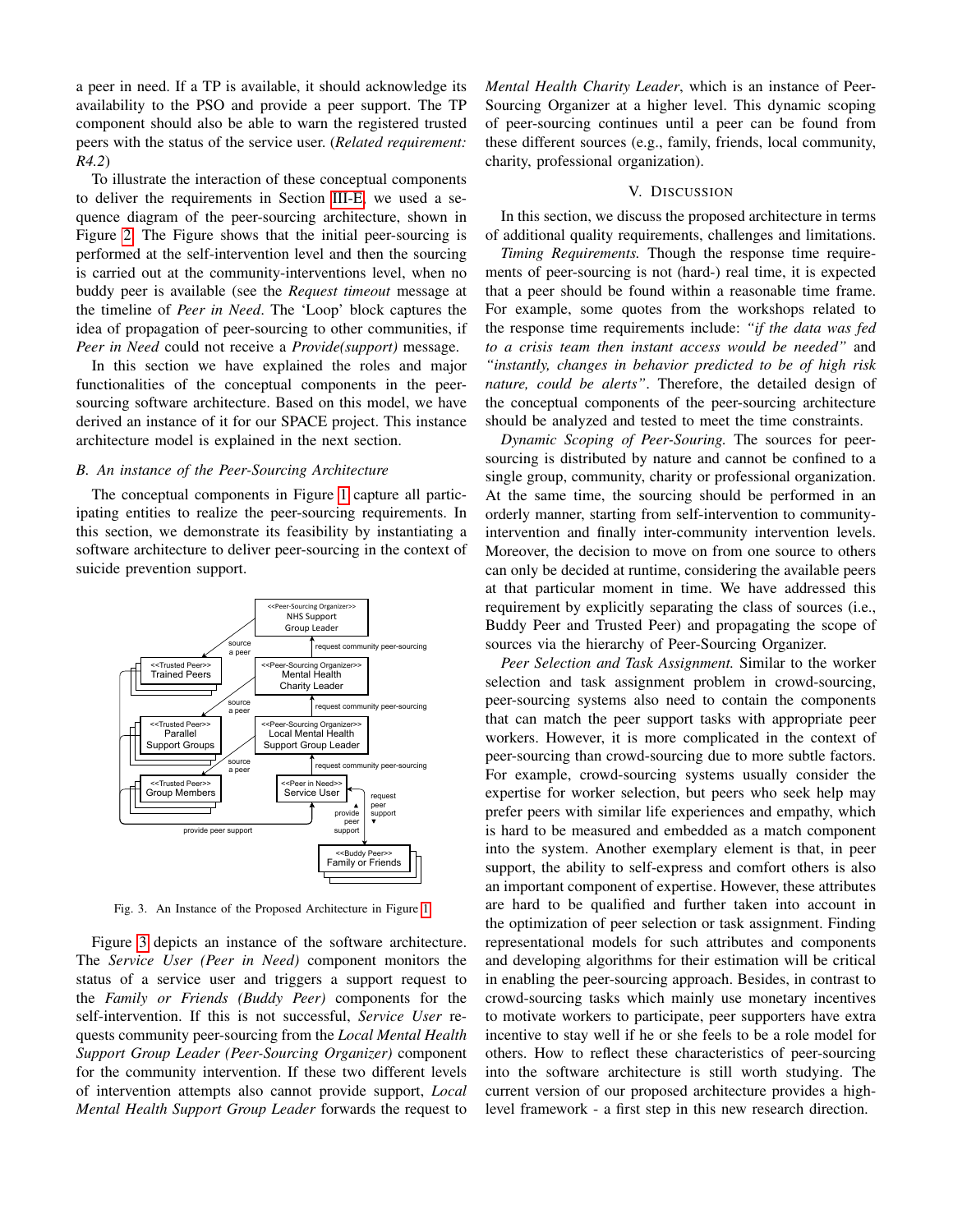a peer in need. If a TP is available, it should acknowledge its availability to the PSO and provide a peer support. The TP component should also be able to warn the registered trusted peers with the status of the service user. (*Related requirement: R4.2*)

To illustrate the interaction of these conceptual components to deliver the requirements in Section III-E, we used a sequence diagram of the peer-sourcing architecture, shown in Figure 2. The Figure shows that the initial peer-sourcing is performed at the self-intervention level and then the sourcing is carried out at the community-interventions level, when no buddy peer is available (see the *Request timeout* message at the timeline of *Peer in Need*. The 'Loop' block captures the idea of propagation of peer-sourcing to other communities, if *Peer in Need* could not receive a *Provide(support)* message.

In this section we have explained the roles and major functionalities of the conceptual components in the peer-sourcing software architecture. Based on this model, we have derived an instance of it for our SPACE project. This instance architecture model is explained in the next section.

### B. An instance of the Peer-Sourcing Architecture

The conceptual components in Figure 1 capture all participating entities to realize the peer-sourcing requirements. In this section, we demonstrate its feasibility by instantiating a software architecture to deliver peer-sourcing in the context of suicide prevention support.

<<Peer-Sourcing Organizer>>
NHS Support
Group Leader
source a peer
request community peer-sourcing
<<Trusted Peer>>
Trained Peers
<<Peer-Sourcing Organizer>>
Mental Health
Charity Leader
source a peer
request community peer-sourcing
<<Trusted Peer>>
Parallel
Support Groups
<<Peer-Sourcing Organizer>>
Local Mental Health
Support Group Leader
source a peer
request community peer-sourcing
<<Trusted Peer>>
Group Members
<<Peer in Need>>
Service User
request peer support
provide peer support
provide peer support
<<Buddy Peer>>
Family or Friends

Fig. 3. An Instance of the Proposed Architecture in Figure 1

Figure 3 depicts an instance of the software architecture. The *Service User (Peer in Need)* component monitors the status of a service user and triggers a support request to the *Family or Friends (Buddy Peer)* components for the self-intervention. If this is not successful, *Service User* requests community peer-sourcing from the *Local Mental Health Support Group Leader (Peer-Sourcing Organizer)* component for the community intervention. If these two different levels of intervention attempts also cannot provide support, *Local Mental Health Support Group Leader* forwards the request to *Mental Health Charity Leader*, which is an instance of Peer-Sourcing Organizer at a higher level. This dynamic scoping of peer-sourcing continues until a peer can be found from these different sources (e.g., family, friends, local community, charity, professional organization).

## V. Discussion

In this section, we discuss the proposed architecture in terms of additional quality requirements, challenges and limitations.

*Timing Requirements.* Though the response time requirements of peer-sourcing is not (hard-) real time, it is expected that a peer should be found within a reasonable time frame. For example, some quotes from the workshops related to the response time requirements include: *"if the data was fed to a crisis team then instant access would be needed"* and *"instantly, changes in behavior predicted to be of high risk nature, could be alerts"*. Therefore, the detailed design of the conceptual components of the peer-sourcing architecture should be analyzed and tested to meet the time constraints.

*Dynamic Scoping of Peer-Souring.* The sources for peer-sourcing is distributed by nature and cannot be confined to a single group, community, charity or professional organization. At the same time, the sourcing should be performed in an orderly manner, starting from self-intervention to community-intervention and finally inter-community intervention levels. Moreover, the decision to move on from one source to others can only be decided at runtime, considering the available peers at that particular moment in time. We have addressed this requirement by explicitly separating the class of sources (i.e., Buddy Peer and Trusted Peer) and propagating the scope of sources via the hierarchy of Peer-Sourcing Organizer.

*Peer Selection and Task Assignment.* Similar to the worker selection and task assignment problem in crowd-sourcing, peer-sourcing systems also need to contain the components that can match the peer support tasks with appropriate peer workers. However, it is more complicated in the context of peer-sourcing than crowd-sourcing due to more subtle factors. For example, crowd-sourcing systems usually consider the expertise for worker selection, but peers who seek help may prefer peers with similar life experiences and empathy, which is hard to be measured and embedded as a match component into the system. Another exemplary element is that, in peer support, the ability to self-express and comfort others is also an important component of expertise. However, these attributes are hard to be qualified and further taken into account in the optimization of peer selection or task assignment. Finding representational models for such attributes and components and developing algorithms for their estimation will be critical in enabling the peer-sourcing approach. Besides, in contrast to crowd-sourcing tasks which mainly use monetary incentives to motivate workers to participate, peer supporters have extra incentive to stay well if he or she feels to be a role model for others. How to reflect these characteristics of peer-sourcing into the software architecture is still worth studying. The current version of our proposed architecture provides a high-level framework - a first step in this new research direction.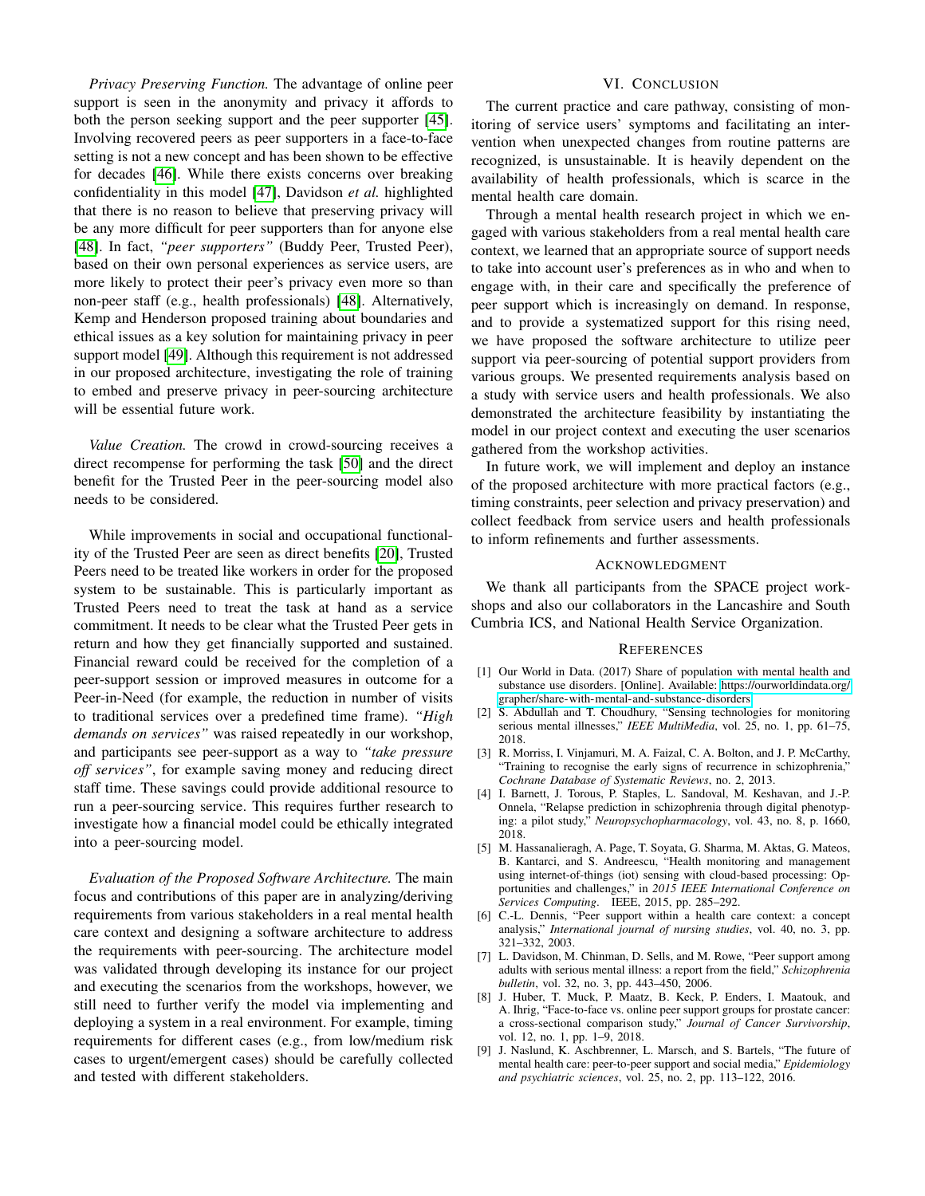*Privacy Preserving Function.* The advantage of online peer support is seen in the anonymity and privacy it affords to both the person seeking support and the peer supporter [45]. Involving recovered peers as peer supporters in a face-to-face setting is not a new concept and has been shown to be effective for decades [46]. While there exists concerns over breaking confidentiality in this model [47], Davidson *et al.* highlighted that there is no reason to believe that preserving privacy will be any more difficult for peer supporters than for anyone else [48]. In fact, *"peer supporters"* (Buddy Peer, Trusted Peer), based on their own personal experiences as service users, are more likely to protect their peer's privacy even more so than non-peer staff (e.g., health professionals) [48]. Alternatively, Kemp and Henderson proposed training about boundaries and ethical issues as a key solution for maintaining privacy in peer support model [49]. Although this requirement is not addressed in our proposed architecture, investigating the role of training to embed and preserve privacy in peer-sourcing architecture will be essential future work.

*Value Creation.* The crowd in crowd-sourcing receives a direct recompense for performing the task [50] and the direct benefit for the Trusted Peer in the peer-sourcing model also needs to be considered.

While improvements in social and occupational functionality of the Trusted Peer are seen as direct benefits [20], Trusted Peers need to be treated like workers in order for the proposed system to be sustainable. This is particularly important as Trusted Peers need to treat the task at hand as a service commitment. It needs to be clear what the Trusted Peer gets in return and how they get financially supported and sustained. Financial reward could be received for the completion of a peer-support session or improved measures in outcome for a Peer-in-Need (for example, the reduction in number of visits to traditional services over a predefined time frame). *"High demands on services"* was raised repeatedly in our workshop, and participants see peer-support as a way to *"take pressure off services"*, for example saving money and reducing direct staff time. These savings could provide additional resource to run a peer-sourcing service. This requires further research to investigate how a financial model could be ethically integrated into a peer-sourcing model.

*Evaluation of the Proposed Software Architecture.* The main focus and contributions of this paper are in analyzing/deriving requirements from various stakeholders in a real mental health care context and designing a software architecture to address the requirements with peer-sourcing. The architecture model was validated through developing its instance for our project and executing the scenarios from the workshops, however, we still need to further verify the model via implementing and deploying a system in a real environment. For example, timing requirements for different cases (e.g., from low/medium risk cases to urgent/emergent cases) should be carefully collected and tested with different stakeholders.

## VI. Conclusion

The current practice and care pathway, consisting of monitoring of service users' symptoms and facilitating an intervention when unexpected changes from routine patterns are recognized, is unsustainable. It is heavily dependent on the availability of health professionals, which is scarce in the mental health care domain.

Through a mental health research project in which we engaged with various stakeholders from a real mental health care context, we learned that an appropriate source of support needs to take into account user's preferences as in who and when to engage with, in their care and specifically the preference of peer support which is increasingly on demand. In response, and to provide a systematized support for this rising need, we have proposed the software architecture to utilize peer support via peer-sourcing of potential support providers from various groups. We presented requirements analysis based on a study with service users and health professionals. We also demonstrated the architecture feasibility by instantiating the model in our project context and executing the user scenarios gathered from the workshop activities.

In future work, we will implement and deploy an instance of the proposed architecture with more practical factors (e.g., timing constraints, peer selection and privacy preservation) and collect feedback from service users and health professionals to inform refinements and further assessments.

## Acknowledgment

We thank all participants from the SPACE project workshops and also our collaborators in the Lancashire and South Cumbria ICS, and National Health Service Organization.

## References

[1] Our World in Data. (2017) Share of population with mental health and substance use disorders. [Online]. Available: https://ourworldindata.org/grapher/share-with-mental-and-substance-disorders

[2] S. Abdullah and T. Choudhury, "Sensing technologies for monitoring serious mental illnesses," *IEEE MultiMedia*, vol. 25, no. 1, pp. 61–75, 2018.

[3] R. Morriss, I. Vinjamuri, M. A. Faizal, C. A. Bolton, and J. P. McCarthy, "Training to recognise the early signs of recurrence in schizophrenia," *Cochrane Database of Systematic Reviews*, no. 2, 2013.

[4] I. Barnett, J. Torous, P. Staples, L. Sandoval, M. Keshavan, and J.-P. Onnela, "Relapse prediction in schizophrenia through digital phenotyping: a pilot study," *Neuropsychopharmacology*, vol. 43, no. 8, p. 1660, 2018.

[5] M. Hassanalieragh, A. Page, T. Soyata, G. Sharma, M. Aktas, G. Mateos, B. Kantarci, and S. Andreescu, "Health monitoring and management using internet-of-things (iot) sensing with cloud-based processing: Opportunities and challenges," in *2015 IEEE International Conference on Services Computing*. IEEE, 2015, pp. 285–292.

[6] C.-L. Dennis, "Peer support within a health care context: a concept analysis," *International journal of nursing studies*, vol. 40, no. 3, pp. 321–332, 2003.

[7] L. Davidson, M. Chinman, D. Sells, and M. Rowe, "Peer support among adults with serious mental illness: a report from the field," *Schizophrenia bulletin*, vol. 32, no. 3, pp. 443–450, 2006.

[8] J. Huber, T. Muck, P. Maatz, B. Keck, P. Enders, I. Maatouk, and A. Ihrig, "Face-to-face vs. online peer support groups for prostate cancer: a cross-sectional comparison study," *Journal of Cancer Survivorship*, vol. 12, no. 1, pp. 1–9, 2018.

[9] J. Naslund, K. Aschbrenner, L. Marsch, and S. Bartels, "The future of mental health care: peer-to-peer support and social media," *Epidemiology and psychiatric sciences*, vol. 25, no. 2, pp. 113–122, 2016.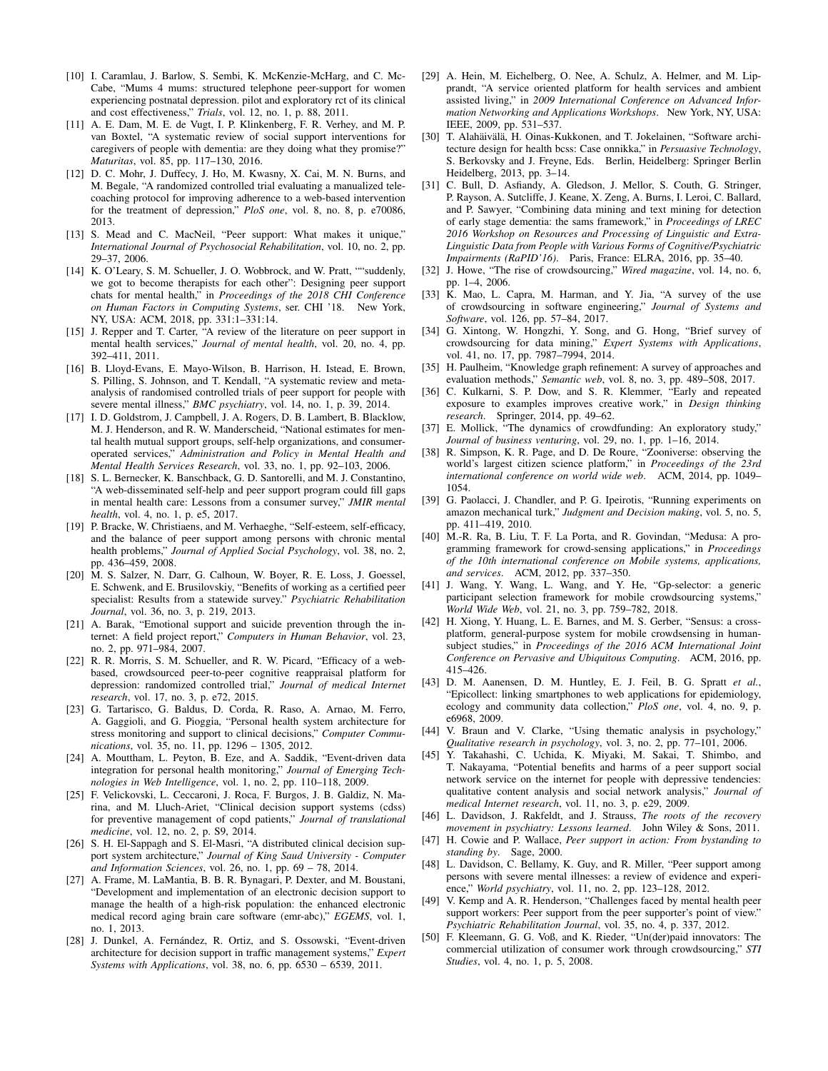[10] I. Caramlau, J. Barlow, S. Sembi, K. McKenzie-McHarg, and C. McCabe, "Mums 4 mums: structured telephone peer-support for women experiencing postnatal depression. pilot and exploratory rct of its clinical and cost effectiveness," *Trials*, vol. 12, no. 1, p. 88, 2011.

[11] A. E. Dam, M. E. de Vugt, I. P. Klinkenberg, F. R. Verhey, and M. P. van Boxtel, "A systematic review of social support interventions for caregivers of people with dementia: are they doing what they promise?" *Maturitas*, vol. 85, pp. 117–130, 2016.

[12] D. C. Mohr, J. Duffecy, J. Ho, M. Kwasny, X. Cai, M. N. Burns, and M. Begale, "A randomized controlled trial evaluating a manualized telecoaching protocol for improving adherence to a web-based intervention for the treatment of depression," *PloS one*, vol. 8, no. 8, p. e70086, 2013.

[13] S. Mead and C. MacNeil, "Peer support: What makes it unique," *International Journal of Psychosocial Rehabilitation*, vol. 10, no. 2, pp. 29–37, 2006.

[14] K. O'Leary, S. M. Schueller, J. O. Wobbrock, and W. Pratt, ""suddenly, we got to become therapists for each other": Designing peer support chats for mental health," in *Proceedings of the 2018 CHI Conference on Human Factors in Computing Systems*, ser. CHI '18. New York, NY, USA: ACM, 2018, pp. 331:1–331:14.

[15] J. Repper and T. Carter, "A review of the literature on peer support in mental health services," *Journal of mental health*, vol. 20, no. 4, pp. 392–411, 2011.

[16] B. Lloyd-Evans, E. Mayo-Wilson, B. Harrison, H. Istead, E. Brown, S. Pilling, S. Johnson, and T. Kendall, "A systematic review and meta-analysis of randomised controlled trials of peer support for people with severe mental illness," *BMC psychiatry*, vol. 14, no. 1, p. 39, 2014.

[17] I. D. Goldstrom, J. Campbell, J. A. Rogers, D. B. Lambert, B. Blacklow, M. J. Henderson, and R. W. Manderscheid, "National estimates for mental health mutual support groups, self-help organizations, and consumer-operated services," *Administration and Policy in Mental Health and Mental Health Services Research*, vol. 33, no. 1, pp. 92–103, 2006.

[18] S. L. Bernecker, K. Banschback, G. D. Santorelli, and M. J. Constantino, "A web-disseminated self-help and peer support program could fill gaps in mental health care: Lessons from a consumer survey," *JMIR mental health*, vol. 4, no. 1, p. e5, 2017.

[19] P. Bracke, W. Christiaens, and M. Verhaeghe, "Self-esteem, self-efficacy, and the balance of peer support among persons with chronic mental health problems," *Journal of Applied Social Psychology*, vol. 38, no. 2, pp. 436–459, 2008.

[20] M. S. Salzer, N. Darr, G. Calhoun, W. Boyer, R. E. Loss, J. Goessel, E. Schwenk, and E. Brusilovskiy, "Benefits of working as a certified peer specialist: Results from a statewide survey." *Psychiatric Rehabilitation Journal*, vol. 36, no. 3, p. 219, 2013.

[21] A. Barak, "Emotional support and suicide prevention through the internet: A field project report," *Computers in Human Behavior*, vol. 23, no. 2, pp. 971–984, 2007.

[22] R. R. Morris, S. M. Schueller, and R. W. Picard, "Efficacy of a web-based, crowdsourced peer-to-peer cognitive reappraisal platform for depression: randomized controlled trial," *Journal of medical Internet research*, vol. 17, no. 3, p. e72, 2015.

[23] G. Tartarisco, G. Baldus, D. Corda, R. Raso, A. Arnao, M. Ferro, A. Gaggioli, and G. Pioggia, "Personal health system architecture for stress monitoring and support to clinical decisions," *Computer Communications*, vol. 35, no. 11, pp. 1296 – 1305, 2012.

[24] A. Mouttham, L. Peyton, B. Eze, and A. Saddik, "Event-driven data integration for personal health monitoring," *Journal of Emerging Technologies in Web Intelligence*, vol. 1, no. 2, pp. 110–118, 2009.

[25] F. Velickovski, L. Ceccaroni, J. Roca, F. Burgos, J. B. Galdiz, N. Marina, and M. Lluch-Ariet, "Clinical decision support systems (cdss) for preventive management of copd patients," *Journal of translational medicine*, vol. 12, no. 2, p. S9, 2014.

[26] S. H. El-Sappagh and S. El-Masri, "A distributed clinical decision support system architecture," *Journal of King Saud University - Computer and Information Sciences*, vol. 26, no. 1, pp. 69 – 78, 2014.

[27] A. Frame, M. LaMantia, B. B. R. Bynagari, P. Dexter, and M. Boustani, "Development and implementation of an electronic decision support to manage the health of a high-risk population: the enhanced electronic medical record aging brain care software (emr-abc)," *EGEMS*, vol. 1, no. 1, 2013.

[28] J. Dunkel, A. Fernández, R. Ortiz, and S. Ossowski, "Event-driven architecture for decision support in traffic management systems," *Expert Systems with Applications*, vol. 38, no. 6, pp. 6530 – 6539, 2011.

[29] A. Hein, M. Eichelberg, O. Nee, A. Schulz, A. Helmer, and M. Lipprandt, "A service oriented platform for health services and ambient assisted living," in *2009 International Conference on Advanced Information Networking and Applications Workshops*. New York, NY, USA: IEEE, 2009, pp. 531–537.

[30] T. Alahäivälä, H. Oinas-Kukkonen, and T. Jokelainen, "Software architecture design for health bcss: Case onnikka," in *Persuasive Technology*, S. Berkovsky and J. Freyne, Eds. Berlin, Heidelberg: Springer Berlin Heidelberg, 2013, pp. 3–14.

[31] C. Bull, D. Asfiandy, A. Gledson, J. Mellor, S. Couth, G. Stringer, P. Rayson, A. Sutcliffe, J. Keane, X. Zeng, A. Burns, I. Leroi, C. Ballard, and P. Sawyer, "Combining data mining and text mining for detection of early stage dementia: the sams framework," in *Proceedings of LREC 2016 Workshop on Resources and Processing of Linguistic and Extra-Linguistic Data from People with Various Forms of Cognitive/Psychiatric Impairments (RaPID'16)*. Paris, France: ELRA, 2016, pp. 35–40.

[32] J. Howe, "The rise of crowdsourcing," *Wired magazine*, vol. 14, no. 6, pp. 1–4, 2006.

[33] K. Mao, L. Capra, M. Harman, and Y. Jia, "A survey of the use of crowdsourcing in software engineering," *Journal of Systems and Software*, vol. 126, pp. 57–84, 2017.

[34] G. Xintong, W. Hongzhi, Y. Song, and G. Hong, "Brief survey of crowdsourcing for data mining," *Expert Systems with Applications*, vol. 41, no. 17, pp. 7987–7994, 2014.

[35] H. Paulheim, "Knowledge graph refinement: A survey of approaches and evaluation methods," *Semantic web*, vol. 8, no. 3, pp. 489–508, 2017.

[36] C. Kulkarni, S. P. Dow, and S. R. Klemmer, "Early and repeated exposure to examples improves creative work," in *Design thinking research*. Springer, 2014, pp. 49–62.

[37] E. Mollick, "The dynamics of crowdfunding: An exploratory study," *Journal of business venturing*, vol. 29, no. 1, pp. 1–16, 2014.

[38] R. Simpson, K. R. Page, and D. De Roure, "Zooniverse: observing the world's largest citizen science platform," in *Proceedings of the 23rd international conference on world wide web*. ACM, 2014, pp. 1049–1054.

[39] G. Paolacci, J. Chandler, and P. G. Ipeirotis, "Running experiments on amazon mechanical turk," *Judgment and Decision making*, vol. 5, no. 5, pp. 411–419, 2010.

[40] M.-R. Ra, B. Liu, T. F. La Porta, and R. Govindan, "Medusa: A programming framework for crowd-sensing applications," in *Proceedings of the 10th international conference on Mobile systems, applications, and services*. ACM, 2012, pp. 337–350.

[41] J. Wang, Y. Wang, L. Wang, and Y. He, "Gp-selector: a generic participant selection framework for mobile crowdsourcing systems," *World Wide Web*, vol. 21, no. 3, pp. 759–782, 2018.

[42] H. Xiong, Y. Huang, L. E. Barnes, and M. S. Gerber, "Sensus: a cross-platform, general-purpose system for mobile crowdsensing in human-subject studies," in *Proceedings of the 2016 ACM International Joint Conference on Pervasive and Ubiquitous Computing*. ACM, 2016, pp. 415–426.

[43] D. M. Aanensen, D. M. Huntley, E. J. Feil, B. G. Spratt *et al.*, "Epicollect: linking smartphones to web applications for epidemiology, ecology and community data collection," *PloS one*, vol. 4, no. 9, p. e6968, 2009.

[44] V. Braun and V. Clarke, "Using thematic analysis in psychology," *Qualitative research in psychology*, vol. 3, no. 2, pp. 77–101, 2006.

[45] Y. Takahashi, C. Uchida, K. Miyaki, M. Sakai, T. Shimbo, and T. Nakayama, "Potential benefits and harms of a peer support social network service on the internet for people with depressive tendencies: qualitative content analysis and social network analysis," *Journal of medical Internet research*, vol. 11, no. 3, p. e29, 2009.

[46] L. Davidson, J. Rakfeldt, and J. Strauss, *The roots of the recovery movement in psychiatry: Lessons learned*. John Wiley & Sons, 2011.

[47] H. Cowie and P. Wallace, *Peer support in action: From bystanding to standing by*. Sage, 2000.

[48] L. Davidson, C. Bellamy, K. Guy, and R. Miller, "Peer support among persons with severe mental illnesses: a review of evidence and experience," *World psychiatry*, vol. 11, no. 2, pp. 123–128, 2012.

[49] V. Kemp and A. R. Henderson, "Challenges faced by mental health peer support workers: Peer support from the peer supporter's point of view." *Psychiatric Rehabilitation Journal*, vol. 35, no. 4, p. 337, 2012.

[50] F. Kleemann, G. G. Voß, and K. Rieder, "Un(der)paid innovators: The commercial utilization of consumer work through crowdsourcing," *STI Studies*, vol. 4, no. 1, p. 5, 2008.